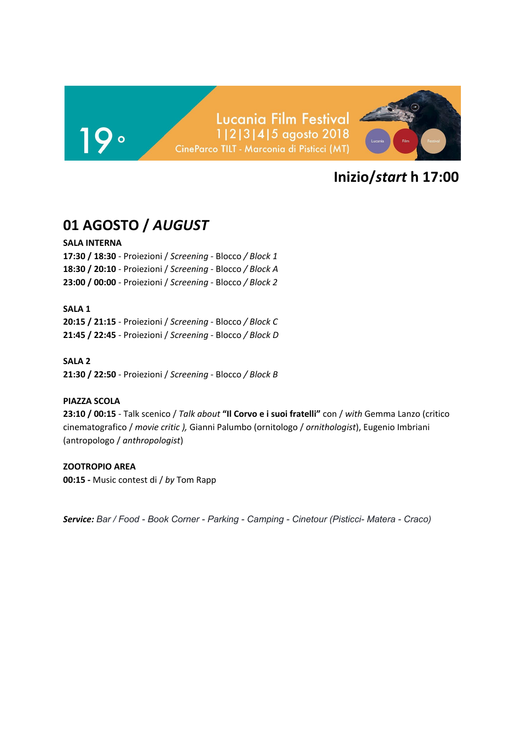19°

Lucania Film Festival
1|2|3|4|5 agosto 2018
CineParco TILT - Marconia di Pisticci (MT)

## Inizio/*start* h 17:00

## 01 AGOSTO / *AUGUST*

**SALA INTERNA**
**17:30 / 18:30** - Proiezioni / *Screening* - Blocco / *Block 1*
**18:30 / 20:10** - Proiezioni / *Screening* - Blocco / *Block A*
**23:00 / 00:00** - Proiezioni / *Screening* - Blocco / *Block 2*

**SALA 1**
**20:15 / 21:15** - Proiezioni / *Screening* - Blocco / *Block C*
**21:45 / 22:45** - Proiezioni / *Screening* - Blocco / *Block D*

**SALA 2**
**21:30 / 22:50** - Proiezioni / *Screening* - Blocco / *Block B*

**PIAZZA SCOLA**
**23:10 / 00:15** - Talk scenico / *Talk about* **"Il Corvo e i suoi fratelli"** con / *with* Gemma Lanzo (critico cinematografico / *movie critic ),* Gianni Palumbo (ornitologo / *ornithologist*), Eugenio Imbriani (antropologo / *anthropologist*)

**ZOOTROPIO AREA**
**00:15 -** Music contest di / *by* Tom Rapp

***Service:*** *Bar / Food - Book Corner - Parking - Camping - Cinetour (Pisticci- Matera - Craco)*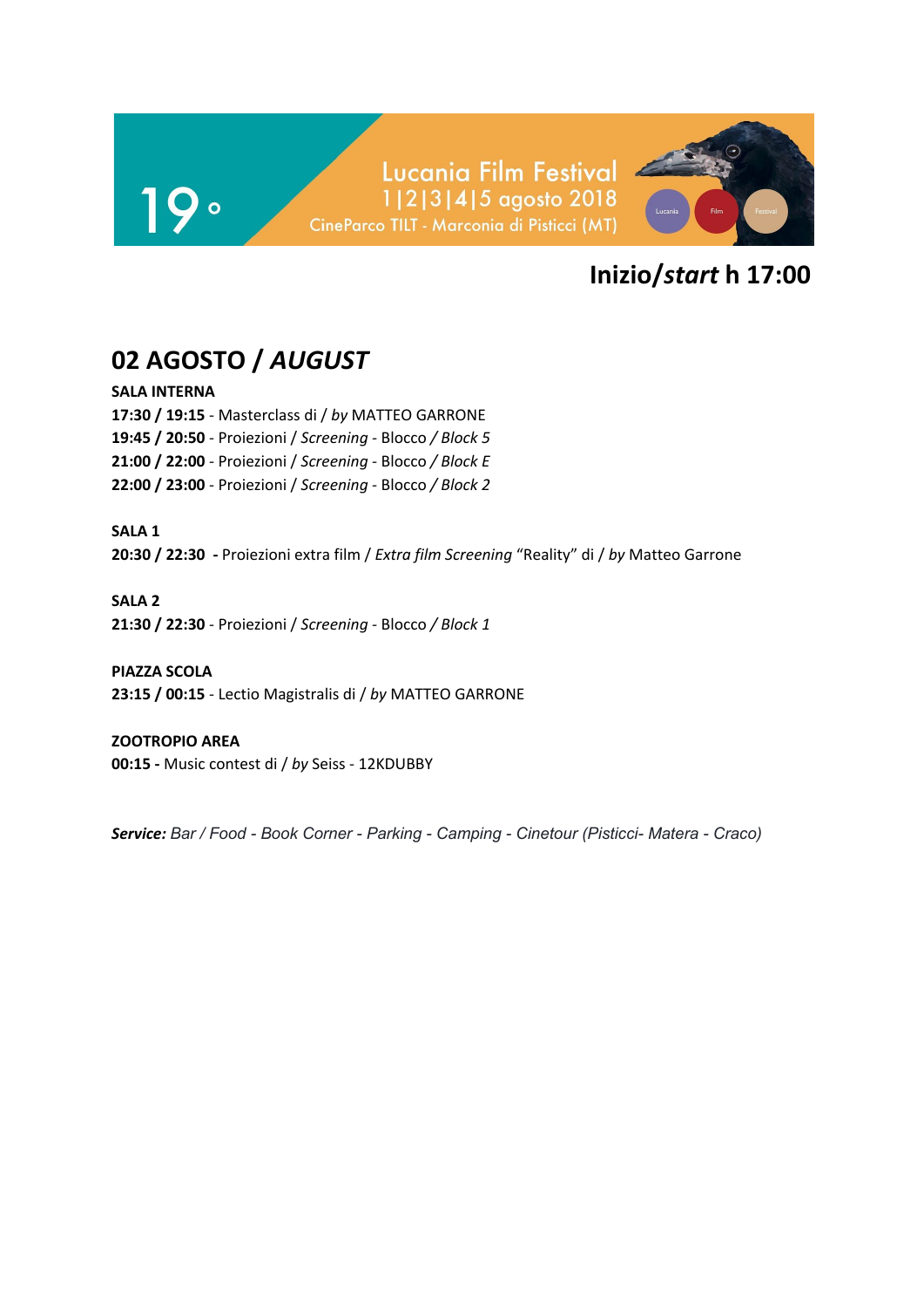19°

Lucania Film Festival
1|2|3|4|5 agosto 2018
CineParco TILT - Marconia di Pisticci (MT)

Lucania Film Festival

**Inizio/*start* h 17:00**

## 02 AGOSTO / *AUGUST*

**SALA INTERNA**
**17:30 / 19:15** - Masterclass di / *by* MATTEO GARRONE
**19:45 / 20:50** - Proiezioni / *Screening* - Blocco / *Block 5*
**21:00 / 22:00** - Proiezioni / *Screening* - Blocco / *Block E*
**22:00 / 23:00** - Proiezioni / *Screening* - Blocco / *Block 2*

**SALA 1**
**20:30 / 22:30 -** Proiezioni extra film / *Extra film Screening* "Reality" di / *by* Matteo Garrone

**SALA 2**
**21:30 / 22:30** - Proiezioni / *Screening* - Blocco / *Block 1*

**PIAZZA SCOLA**
**23:15 / 00:15** - Lectio Magistralis di / *by* MATTEO GARRONE

**ZOOTROPIO AREA**
**00:15 -** Music contest di / *by* Seiss - 12KDUBBY

***Service:*** *Bar / Food - Book Corner - Parking - Camping - Cinetour (Pisticci- Matera - Craco)*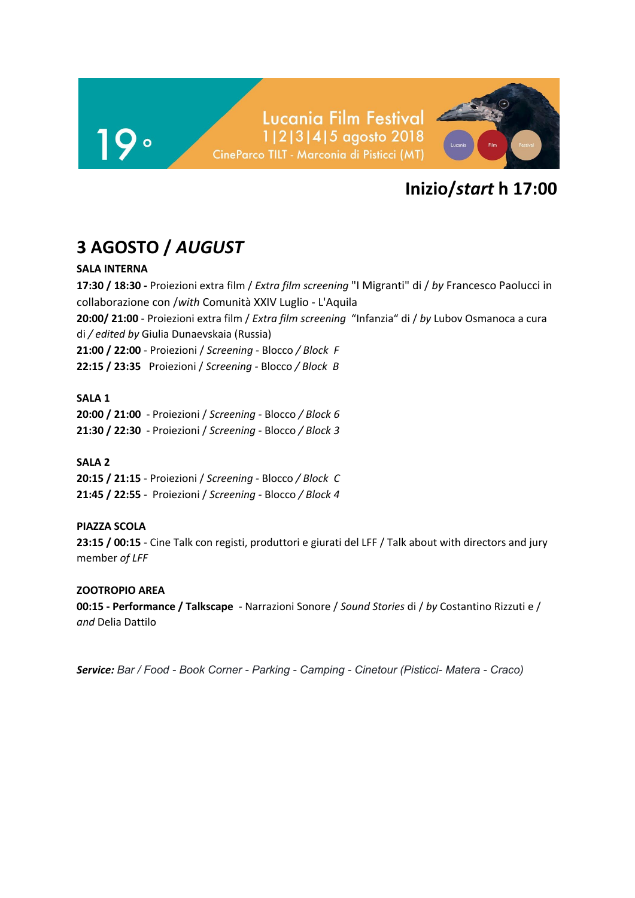19°

Lucania Film Festival
1|2|3|4|5 agosto 2018
CineParco TILT - Marconia di Pisticci (MT)

## Inizio/*start* h 17:00

# 3 AGOSTO / *AUGUST*

**SALA INTERNA**

**17:30 / 18:30 -** Proiezioni extra film / *Extra film screening* "I Migranti" di / *by* Francesco Paolucci in collaborazione con /*with* Comunità XXIV Luglio - L'Aquila

**20:00/ 21:00** - Proiezioni extra film / *Extra film screening* "Infanzia" di / *by* Lubov Osmanoca a cura di / *edited by* Giulia Dunaevskaia (Russia)

**21:00 / 22:00** - Proiezioni / *Screening* - Blocco / *Block F*

**22:15 / 23:35** Proiezioni / *Screening* - Blocco / *Block B*

**SALA 1**

**20:00 / 21:00** - Proiezioni / *Screening* - Blocco / *Block 6*

**21:30 / 22:30** - Proiezioni / *Screening* - Blocco / *Block 3*

**SALA 2**

**20:15 / 21:15** - Proiezioni / *Screening* - Blocco / *Block C*

**21:45 / 22:55** - Proiezioni / *Screening* - Blocco / *Block 4*

**PIAZZA SCOLA**

**23:15 / 00:15** - Cine Talk con registi, produttori e giurati del LFF / Talk about with directors and jury member *of LFF*

**ZOOTROPIO AREA**

**00:15 - Performance / Talkscape** - Narrazioni Sonore / *Sound Stories* di / *by* Costantino Rizzuti e / *and* Delia Dattilo

***Service:*** *Bar / Food - Book Corner - Parking - Camping - Cinetour (Pisticci- Matera - Craco)*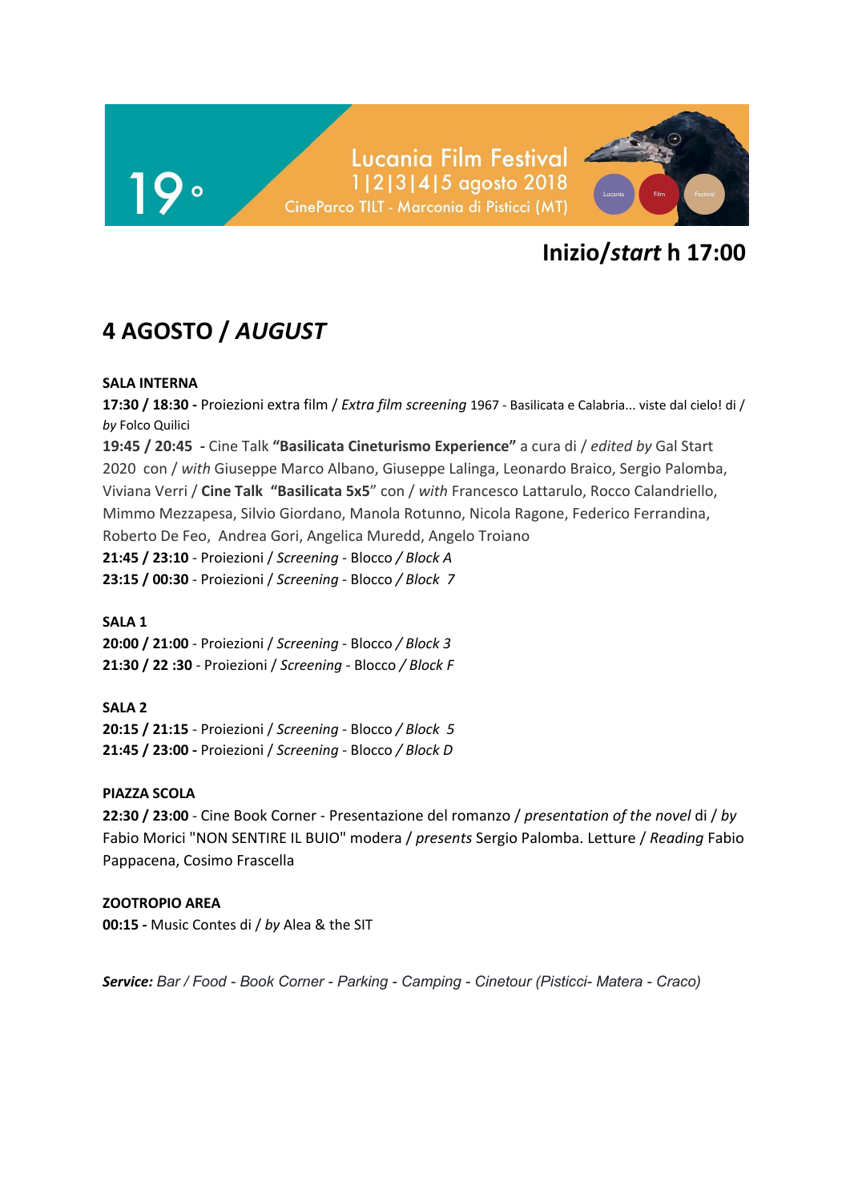19°

Lucania Film Festival
1|2|3|4|5 agosto 2018
CineParco TILT - Marconia di Pisticci (MT)

Lucania Film Festival

## Inizio/*start* h 17:00

# 4 AGOSTO / *AUGUST*

**SALA INTERNA**

**17:30 / 18:30 -** Proiezioni extra film / *Extra film screening* 1967 - Basilicata e Calabria... viste dal cielo! di / *by* Folco Quilici

**19:45 / 20:45 -** Cine Talk **"Basilicata Cineturismo Experience"** a cura di / *edited by* Gal Start 2020 con / *with* Giuseppe Marco Albano, Giuseppe Lalinga, Leonardo Braico, Sergio Palomba, Viviana Verri / **Cine Talk "Basilicata 5x5**" con / *with* Francesco Lattarulo, Rocco Calandriello, Mimmo Mezzapesa, Silvio Giordano, Manola Rotunno, Nicola Ragone, Federico Ferrandina, Roberto De Feo, Andrea Gori, Angelica Muredd, Angelo Troiano

**21:45 / 23:10** - Proiezioni / *Screening* - Blocco / *Block A*

**23:15 / 00:30** - Proiezioni / *Screening* - Blocco / *Block 7*

**SALA 1**

**20:00 / 21:00** - Proiezioni / *Screening* - Blocco / *Block 3*

**21:30 / 22 :30** - Proiezioni / *Screening* - Blocco / *Block F*

**SALA 2**

**20:15 / 21:15** - Proiezioni / *Screening* - Blocco / *Block 5*

**21:45 / 23:00 -** Proiezioni / *Screening* - Blocco / *Block D*

**PIAZZA SCOLA**

**22:30 / 23:00** - Cine Book Corner - Presentazione del romanzo / *presentation of the novel* di / *by* Fabio Morici "NON SENTIRE IL BUIO" modera / *presents* Sergio Palomba. Letture / *Reading* Fabio Pappacena, Cosimo Frascella

**ZOOTROPIO AREA**

**00:15 -** Music Contes di / *by* Alea & the SIT

***Service:*** *Bar / Food - Book Corner - Parking - Camping - Cinetour (Pisticci- Matera - Craco)*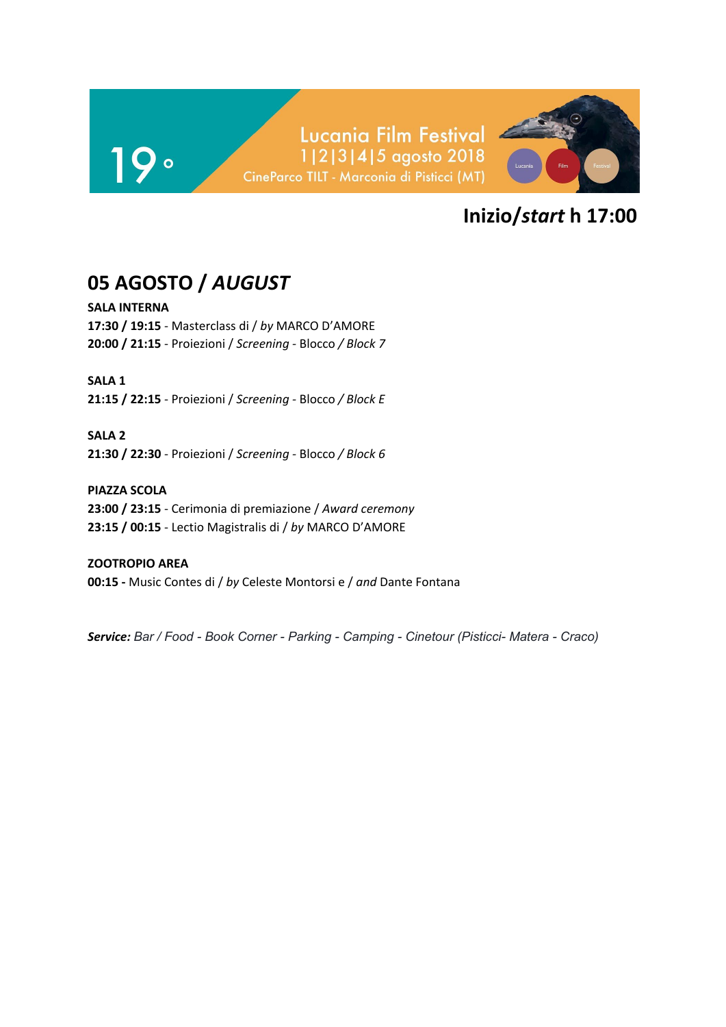19°

Lucania Film Festival
1|2|3|4|5 agosto 2018
CineParco TILT - Marconia di Pisticci (MT)

**Inizio/*start* h 17:00**

## 05 AGOSTO / *AUGUST*

**SALA INTERNA**
**17:30 / 19:15** - Masterclass di / *by* MARCO D'AMORE
**20:00 / 21:15** - Proiezioni / *Screening* - Blocco / *Block 7*

**SALA 1**
**21:15 / 22:15** - Proiezioni / *Screening* - Blocco / *Block E*

**SALA 2**
**21:30 / 22:30** - Proiezioni / *Screening* - Blocco / *Block 6*

**PIAZZA SCOLA**
**23:00 / 23:15** - Cerimonia di premiazione / *Award ceremony*
**23:15 / 00:15** - Lectio Magistralis di / *by* MARCO D'AMORE

**ZOOTROPIO AREA**
**00:15 -** Music Contes di / *by* Celeste Montorsi e / *and* Dante Fontana

***Service:*** *Bar / Food - Book Corner - Parking - Camping - Cinetour (Pisticci- Matera - Craco)*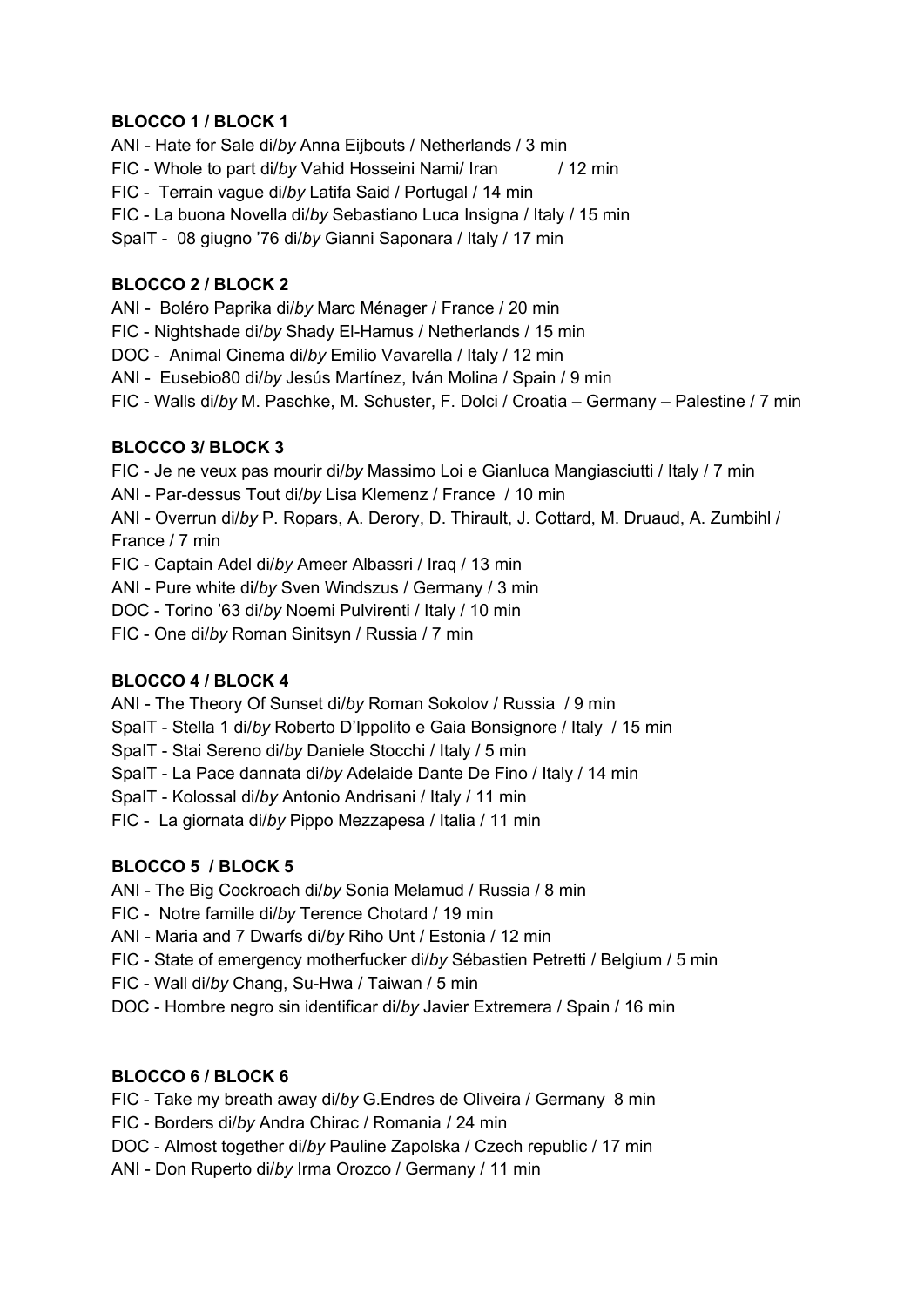**BLOCCO 1 / BLOCK 1**

ANI - Hate for Sale di/*by* Anna Eijbouts / Netherlands / 3 min
FIC - Whole to part di/*by* Vahid Hosseini Nami/ Iran / 12 min
FIC - Terrain vague di/*by* Latifa Said / Portugal / 14 min
FIC - La buona Novella di/*by* Sebastiano Luca Insigna / Italy / 15 min
SpaIT - 08 giugno '76 di/*by* Gianni Saponara / Italy / 17 min

**BLOCCO 2 / BLOCK 2**

ANI - Boléro Paprika di/*by* Marc Ménager / France / 20 min
FIC - Nightshade di/*by* Shady El-Hamus / Netherlands / 15 min
DOC - Animal Cinema di/*by* Emilio Vavarella / Italy / 12 min
ANI - Eusebio80 di/*by* Jesús Martínez, Iván Molina / Spain / 9 min
FIC - Walls di/*by* M. Paschke, M. Schuster, F. Dolci / Croatia – Germany – Palestine / 7 min

**BLOCCO 3/ BLOCK 3**

FIC - Je ne veux pas mourir di/*by* Massimo Loi e Gianluca Mangiasciutti / Italy / 7 min
ANI - Par-dessus Tout di/*by* Lisa Klemenz / France / 10 min
ANI - Overrun di/*by* P. Ropars, A. Derory, D. Thirault, J. Cottard, M. Druaud, A. Zumbihl / France / 7 min
FIC - Captain Adel di/*by* Ameer Albassri / Iraq / 13 min
ANI - Pure white di/*by* Sven Windszus / Germany / 3 min
DOC - Torino '63 di/*by* Noemi Pulvirenti / Italy / 10 min
FIC - One di/*by* Roman Sinitsyn / Russia / 7 min

**BLOCCO 4 / BLOCK 4**

ANI - The Theory Of Sunset di/*by* Roman Sokolov / Russia / 9 min
SpaIT - Stella 1 di/*by* Roberto D'Ippolito e Gaia Bonsignore / Italy / 15 min
SpaIT - Stai Sereno di/*by* Daniele Stocchi / Italy / 5 min
SpaIT - La Pace dannata di/*by* Adelaide Dante De Fino / Italy / 14 min
SpaIT - Kolossal di/*by* Antonio Andrisani / Italy / 11 min
FIC - La giornata di/*by* Pippo Mezzapesa / Italia / 11 min

**BLOCCO 5 / BLOCK 5**

ANI - The Big Cockroach di/*by* Sonia Melamud / Russia / 8 min
FIC - Notre famille di/*by* Terence Chotard / 19 min
ANI - Maria and 7 Dwarfs di/*by* Riho Unt / Estonia / 12 min
FIC - State of emergency motherfucker di/*by* Sébastien Petretti / Belgium / 5 min
FIC - Wall di/*by* Chang, Su-Hwa / Taiwan / 5 min
DOC - Hombre negro sin identificar di/*by* Javier Extremera / Spain / 16 min

**BLOCCO 6 / BLOCK 6**

FIC - Take my breath away di/*by* G.Endres de Oliveira / Germany 8 min
FIC - Borders di/*by* Andra Chirac / Romania / 24 min
DOC - Almost together di/*by* Pauline Zapolska / Czech republic / 17 min
ANI - Don Ruperto di/*by* Irma Orozco / Germany / 11 min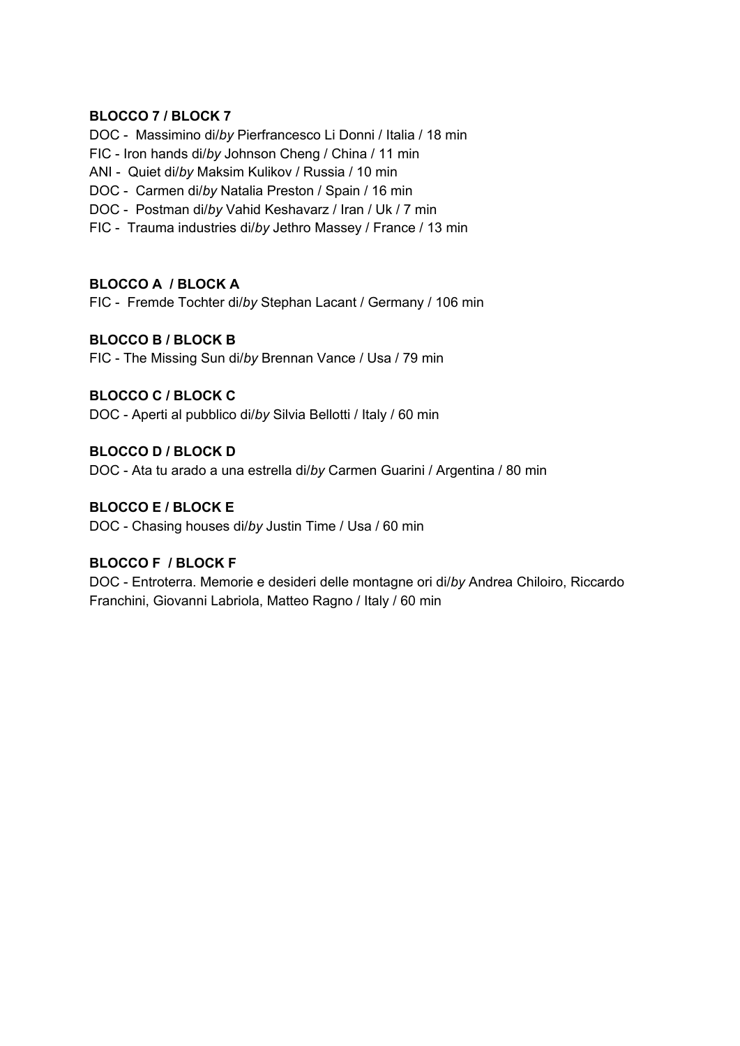**BLOCCO 7 / BLOCK 7**

DOC - Massimino di/*by* Pierfrancesco Li Donni / Italia / 18 min
FIC - Iron hands di/*by* Johnson Cheng / China / 11 min
ANI - Quiet di/*by* Maksim Kulikov / Russia / 10 min
DOC - Carmen di/*by* Natalia Preston / Spain / 16 min
DOC - Postman di/*by* Vahid Keshavarz / Iran / Uk / 7 min
FIC - Trauma industries di/*by* Jethro Massey / France / 13 min

**BLOCCO A / BLOCK A**

FIC - Fremde Tochter di/*by* Stephan Lacant / Germany / 106 min

**BLOCCO B / BLOCK B**

FIC - The Missing Sun di/*by* Brennan Vance / Usa / 79 min

**BLOCCO C / BLOCK C**

DOC - Aperti al pubblico di/*by* Silvia Bellotti / Italy / 60 min

**BLOCCO D / BLOCK D**

DOC - Ata tu arado a una estrella di/*by* Carmen Guarini / Argentina / 80 min

**BLOCCO E / BLOCK E**

DOC - Chasing houses di/*by* Justin Time / Usa / 60 min

**BLOCCO F / BLOCK F**

DOC - Entroterra. Memorie e desideri delle montagne ori di/*by* Andrea Chiloiro, Riccardo Franchini, Giovanni Labriola, Matteo Ragno / Italy / 60 min